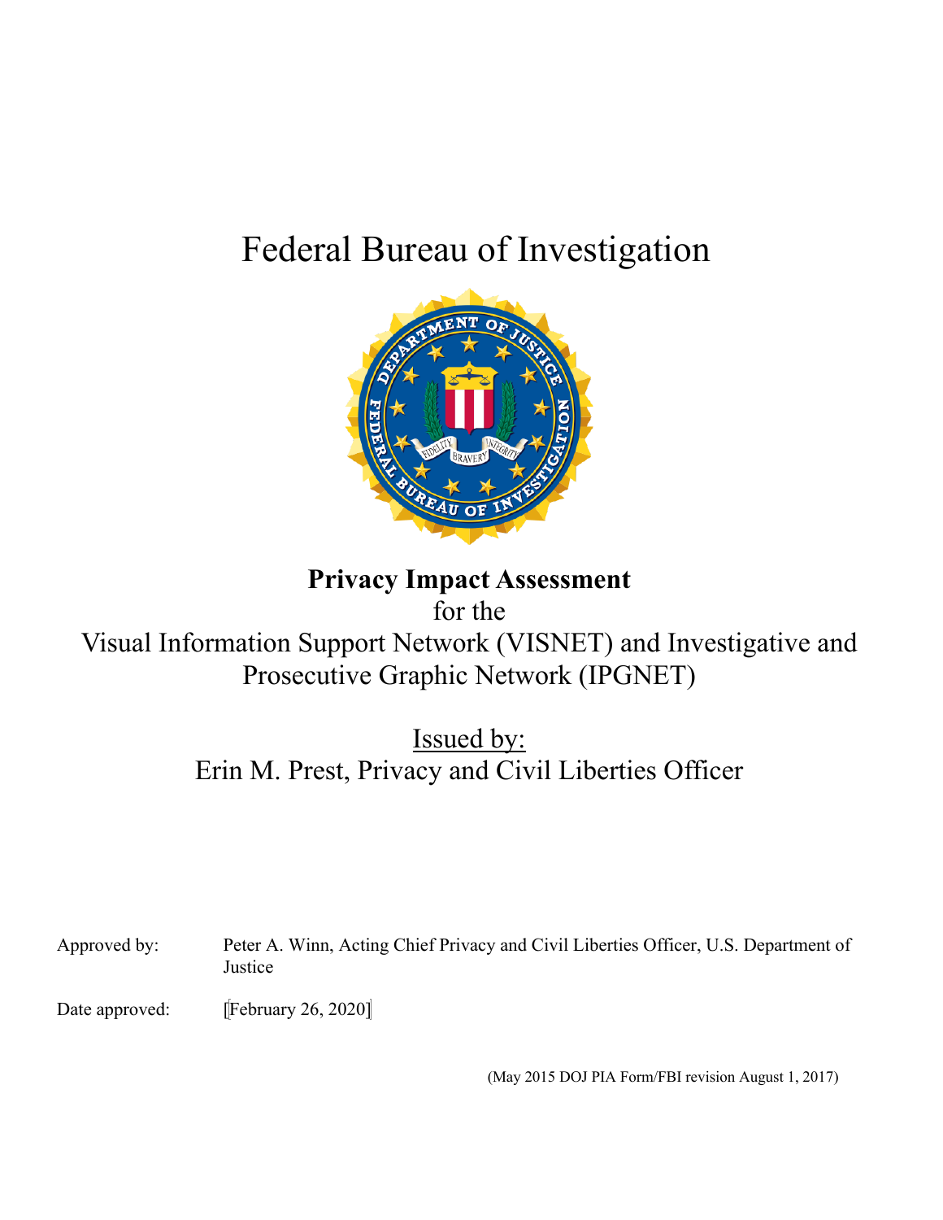# Federal Bureau of Investigation

**Privacy Impact Assessment**

for the

Visual Information Support Network (VISNET) and Investigative and Prosecutive Graphic Network (IPGNET)

Issued by:

Erin M. Prest, Privacy and Civil Liberties Officer

Approved by: Peter A. Winn, Acting Chief Privacy and Civil Liberties Officer, U.S. Department of Justice

Date approved: [February 26, 2020]

(May 2015 DOJ PIA Form/FBI revision August 1, 2017)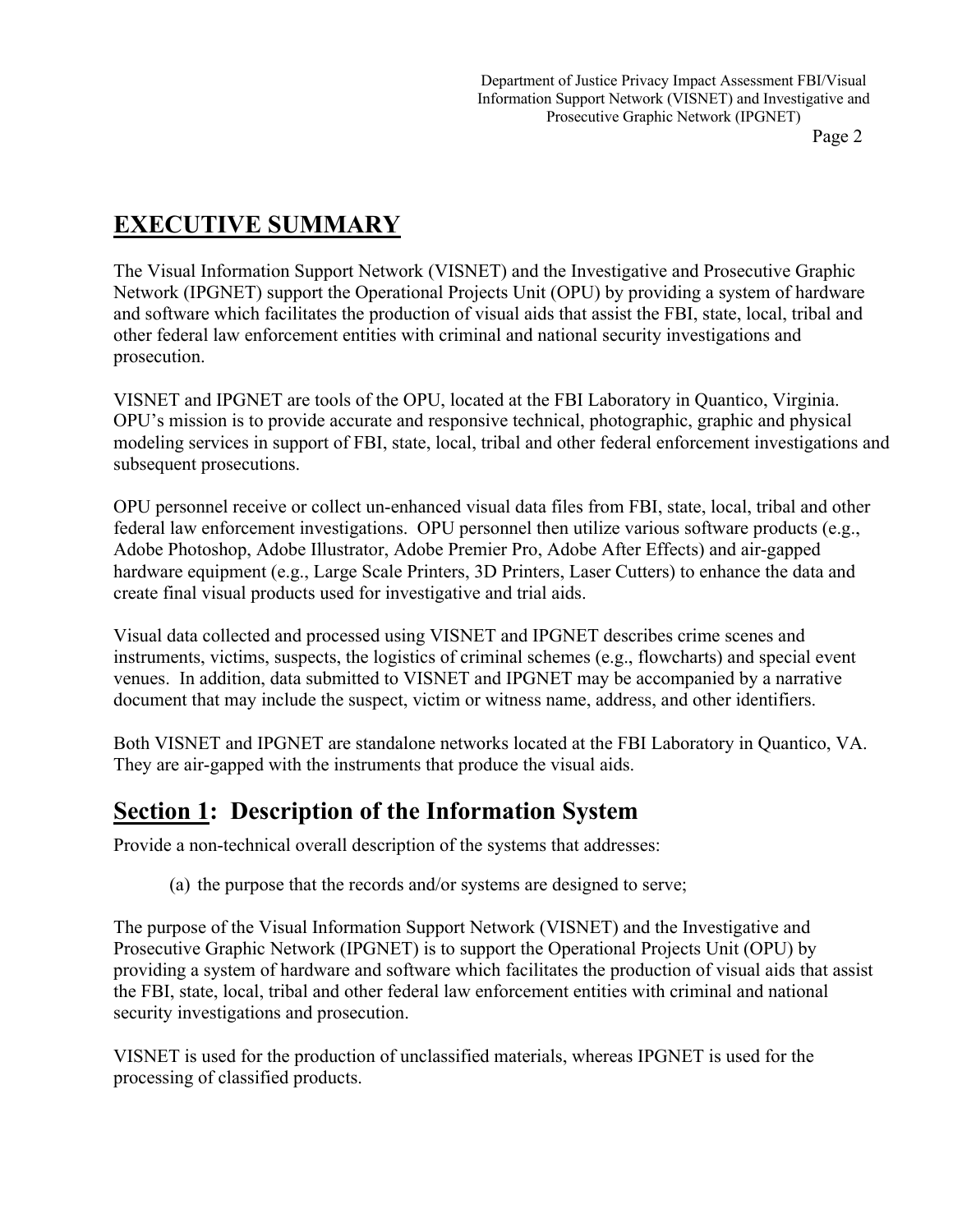## EXECUTIVE SUMMARY

The Visual Information Support Network (VISNET) and the Investigative and Prosecutive Graphic Network (IPGNET) support the Operational Projects Unit (OPU) by providing a system of hardware and software which facilitates the production of visual aids that assist the FBI, state, local, tribal and other federal law enforcement entities with criminal and national security investigations and prosecution.

VISNET and IPGNET are tools of the OPU, located at the FBI Laboratory in Quantico, Virginia. OPU's mission is to provide accurate and responsive technical, photographic, graphic and physical modeling services in support of FBI, state, local, tribal and other federal enforcement investigations and subsequent prosecutions.

OPU personnel receive or collect un-enhanced visual data files from FBI, state, local, tribal and other federal law enforcement investigations. OPU personnel then utilize various software products (e.g., Adobe Photoshop, Adobe Illustrator, Adobe Premier Pro, Adobe After Effects) and air-gapped hardware equipment (e.g., Large Scale Printers, 3D Printers, Laser Cutters) to enhance the data and create final visual products used for investigative and trial aids.

Visual data collected and processed using VISNET and IPGNET describes crime scenes and instruments, victims, suspects, the logistics of criminal schemes (e.g., flowcharts) and special event venues. In addition, data submitted to VISNET and IPGNET may be accompanied by a narrative document that may include the suspect, victim or witness name, address, and other identifiers.

Both VISNET and IPGNET are standalone networks located at the FBI Laboratory in Quantico, VA. They are air-gapped with the instruments that produce the visual aids.

## Section 1: Description of the Information System

Provide a non-technical overall description of the systems that addresses:

(a) the purpose that the records and/or systems are designed to serve;

The purpose of the Visual Information Support Network (VISNET) and the Investigative and Prosecutive Graphic Network (IPGNET) is to support the Operational Projects Unit (OPU) by providing a system of hardware and software which facilitates the production of visual aids that assist the FBI, state, local, tribal and other federal law enforcement entities with criminal and national security investigations and prosecution.

VISNET is used for the production of unclassified materials, whereas IPGNET is used for the processing of classified products.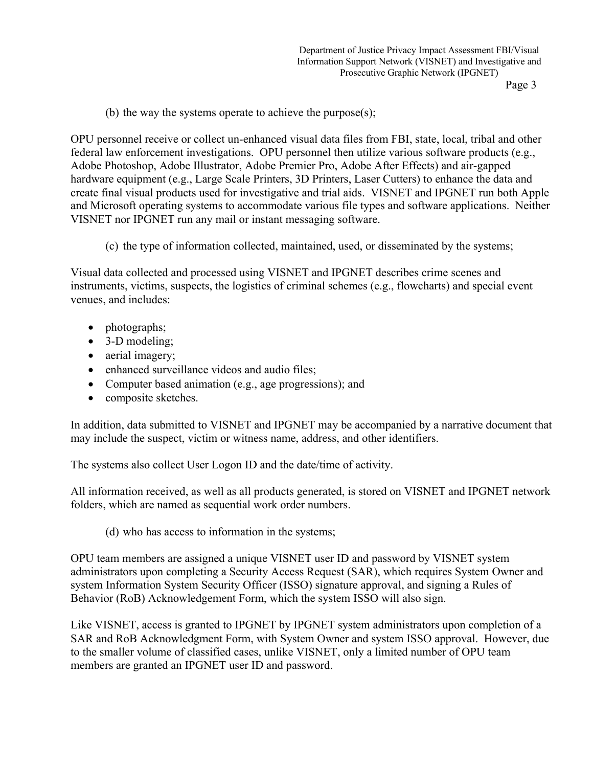(b) the way the systems operate to achieve the purpose(s);

OPU personnel receive or collect un-enhanced visual data files from FBI, state, local, tribal and other federal law enforcement investigations. OPU personnel then utilize various software products (e.g., Adobe Photoshop, Adobe Illustrator, Adobe Premier Pro, Adobe After Effects) and air-gapped hardware equipment (e.g., Large Scale Printers, 3D Printers, Laser Cutters) to enhance the data and create final visual products used for investigative and trial aids. VISNET and IPGNET run both Apple and Microsoft operating systems to accommodate various file types and software applications. Neither VISNET nor IPGNET run any mail or instant messaging software.

(c) the type of information collected, maintained, used, or disseminated by the systems;

Visual data collected and processed using VISNET and IPGNET describes crime scenes and instruments, victims, suspects, the logistics of criminal schemes (e.g., flowcharts) and special event venues, and includes:

- photographs;
- 3-D modeling;
- aerial imagery;
- enhanced surveillance videos and audio files;
- Computer based animation (e.g., age progressions); and
- composite sketches.

In addition, data submitted to VISNET and IPGNET may be accompanied by a narrative document that may include the suspect, victim or witness name, address, and other identifiers.

The systems also collect User Logon ID and the date/time of activity.

All information received, as well as all products generated, is stored on VISNET and IPGNET network folders, which are named as sequential work order numbers.

(d) who has access to information in the systems;

OPU team members are assigned a unique VISNET user ID and password by VISNET system administrators upon completing a Security Access Request (SAR), which requires System Owner and system Information System Security Officer (ISSO) signature approval, and signing a Rules of Behavior (RoB) Acknowledgement Form, which the system ISSO will also sign.

Like VISNET, access is granted to IPGNET by IPGNET system administrators upon completion of a SAR and RoB Acknowledgment Form, with System Owner and system ISSO approval. However, due to the smaller volume of classified cases, unlike VISNET, only a limited number of OPU team members are granted an IPGNET user ID and password.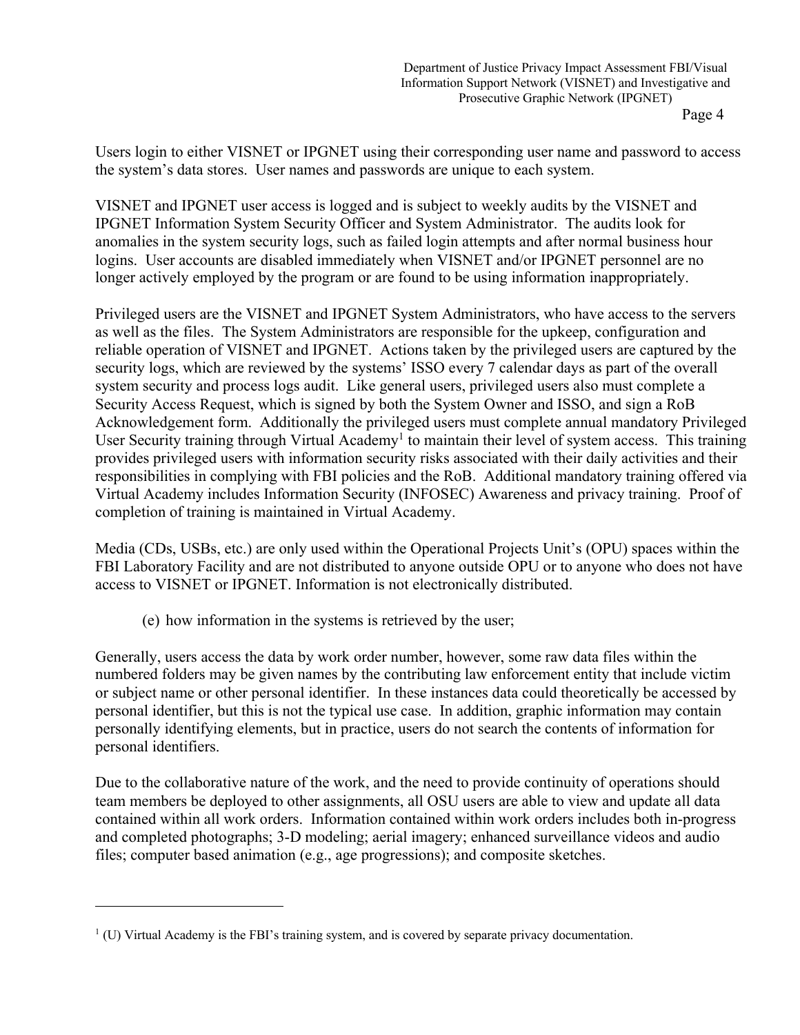Users login to either VISNET or IPGNET using their corresponding user name and password to access the system's data stores. User names and passwords are unique to each system.

VISNET and IPGNET user access is logged and is subject to weekly audits by the VISNET and IPGNET Information System Security Officer and System Administrator. The audits look for anomalies in the system security logs, such as failed login attempts and after normal business hour logins. User accounts are disabled immediately when VISNET and/or IPGNET personnel are no longer actively employed by the program or are found to be using information inappropriately.

Privileged users are the VISNET and IPGNET System Administrators, who have access to the servers as well as the files. The System Administrators are responsible for the upkeep, configuration and reliable operation of VISNET and IPGNET. Actions taken by the privileged users are captured by the security logs, which are reviewed by the systems' ISSO every 7 calendar days as part of the overall system security and process logs audit. Like general users, privileged users also must complete a Security Access Request, which is signed by both the System Owner and ISSO, and sign a RoB Acknowledgement form. Additionally the privileged users must complete annual mandatory Privileged User Security training through Virtual Academy[1] to maintain their level of system access. This training provides privileged users with information security risks associated with their daily activities and their responsibilities in complying with FBI policies and the RoB. Additional mandatory training offered via Virtual Academy includes Information Security (INFOSEC) Awareness and privacy training. Proof of completion of training is maintained in Virtual Academy.

Media (CDs, USBs, etc.) are only used within the Operational Projects Unit's (OPU) spaces within the FBI Laboratory Facility and are not distributed to anyone outside OPU or to anyone who does not have access to VISNET or IPGNET. Information is not electronically distributed.

(e) how information in the systems is retrieved by the user;

Generally, users access the data by work order number, however, some raw data files within the numbered folders may be given names by the contributing law enforcement entity that include victim or subject name or other personal identifier. In these instances data could theoretically be accessed by personal identifier, but this is not the typical use case. In addition, graphic information may contain personally identifying elements, but in practice, users do not search the contents of information for personal identifiers.

Due to the collaborative nature of the work, and the need to provide continuity of operations should team members be deployed to other assignments, all OSU users are able to view and update all data contained within all work orders. Information contained within work orders includes both in-progress and completed photographs; 3-D modeling; aerial imagery; enhanced surveillance videos and audio files; computer based animation (e.g., age progressions); and composite sketches.

---

[1] (U) Virtual Academy is the FBI's training system, and is covered by separate privacy documentation.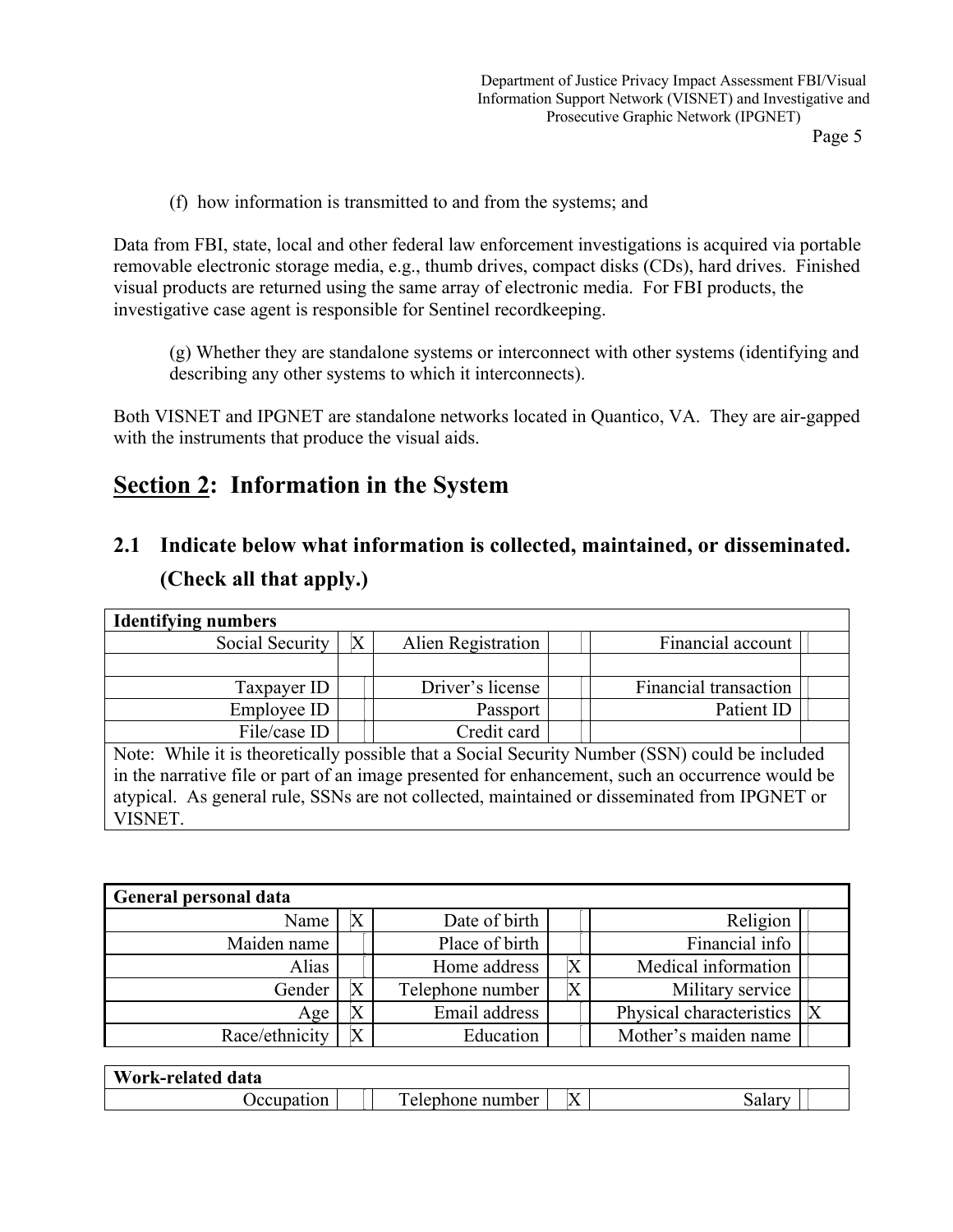(f) how information is transmitted to and from the systems; and

Data from FBI, state, local and other federal law enforcement investigations is acquired via portable removable electronic storage media, e.g., thumb drives, compact disks (CDs), hard drives. Finished visual products are returned using the same array of electronic media. For FBI products, the investigative case agent is responsible for Sentinel recordkeeping.

(g) Whether they are standalone systems or interconnect with other systems (identifying and describing any other systems to which it interconnects).

Both VISNET and IPGNET are standalone networks located in Quantico, VA. They are air-gapped with the instruments that produce the visual aids.

## Section 2: Information in the System

### 2.1 Indicate below what information is collected, maintained, or disseminated. (Check all that apply.)

| Identifying numbers | | | | | |
|---|---|---|---|---|---|
| Social Security | X | Alien Registration | | Financial account | |
| | | | | | |
| Taxpayer ID | | Driver's license | | Financial transaction | |
| Employee ID | | Passport | | Patient ID | |
| File/case ID | | Credit card | | | |
| Note: While it is theoretically possible that a Social Security Number (SSN) could be included in the narrative file or part of an image presented for enhancement, such an occurrence would be atypical. As general rule, SSNs are not collected, maintained or disseminated from IPGNET or VISNET. | | | | | |

| General personal data | | | | | |
|---|---|---|---|---|---|
| Name | X | Date of birth | | Religion | |
| Maiden name | | Place of birth | | Financial info | |
| Alias | | Home address | X | Medical information | |
| Gender | X | Telephone number | X | Military service | |
| Age | X | Email address | | Physical characteristics | X |
| Race/ethnicity | X | Education | | Mother's maiden name | |

| Work-related data | | | | | |
|---|---|---|---|---|---|
| Occupation | | Telephone number | X | Salary | |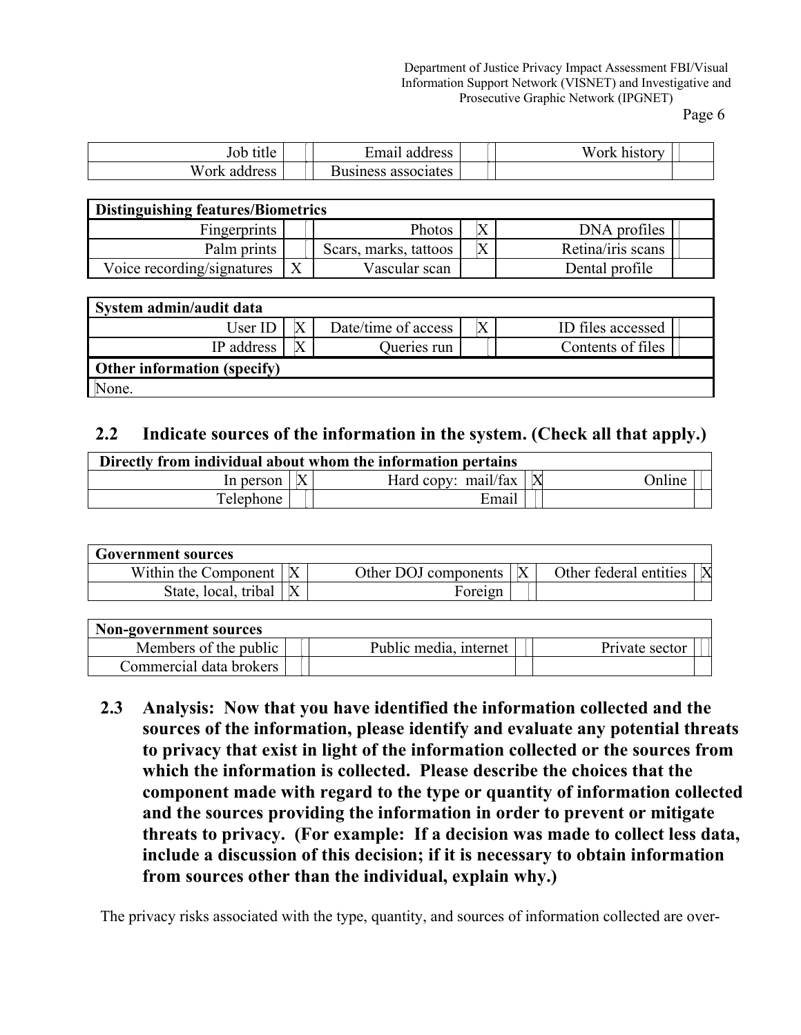| | | | | | |
|---|---|---|---|---|---|
| Job title | | Email address | | Work history | |
| Work address | | Business associates | | | |

| Distinguishing features/Biometrics | | | | | |
|---|---|---|---|---|---|
| Fingerprints | | Photos | X | DNA profiles | |
| Palm prints | | Scars, marks, tattoos | X | Retina/iris scans | |
| Voice recording/signatures | X | Vascular scan | | Dental profile | |

| System admin/audit data | | | | | |
|---|---|---|---|---|---|
| User ID | X | Date/time of access | X | ID files accessed | |
| IP address | X | Queries run | | Contents of files | |
| **Other information (specify)** | | | | | |
| None. | | | | | |

## 2.2 Indicate sources of the information in the system. (Check all that apply.)

| Directly from individual about whom the information pertains | | | | | |
|---|---|---|---|---|---|
| In person | X | Hard copy: mail/fax | X | Online | |
| Telephone | | Email | | | |

| Government sources | | | | | |
|---|---|---|---|---|---|
| Within the Component | X | Other DOJ components | X | Other federal entities | X |
| State, local, tribal | X | Foreign | | | |

| Non-government sources | | | | | |
|---|---|---|---|---|---|
| Members of the public | | Public media, internet | | Private sector | |
| Commercial data brokers | | | | | |

## 2.3 Analysis: Now that you have identified the information collected and the sources of the information, please identify and evaluate any potential threats to privacy that exist in light of the information collected or the sources from which the information is collected. Please describe the choices that the component made with regard to the type or quantity of information collected and the sources providing the information in order to prevent or mitigate threats to privacy. (For example: If a decision was made to collect less data, include a discussion of this decision; if it is necessary to obtain information from sources other than the individual, explain why.)

The privacy risks associated with the type, quantity, and sources of information collected are over-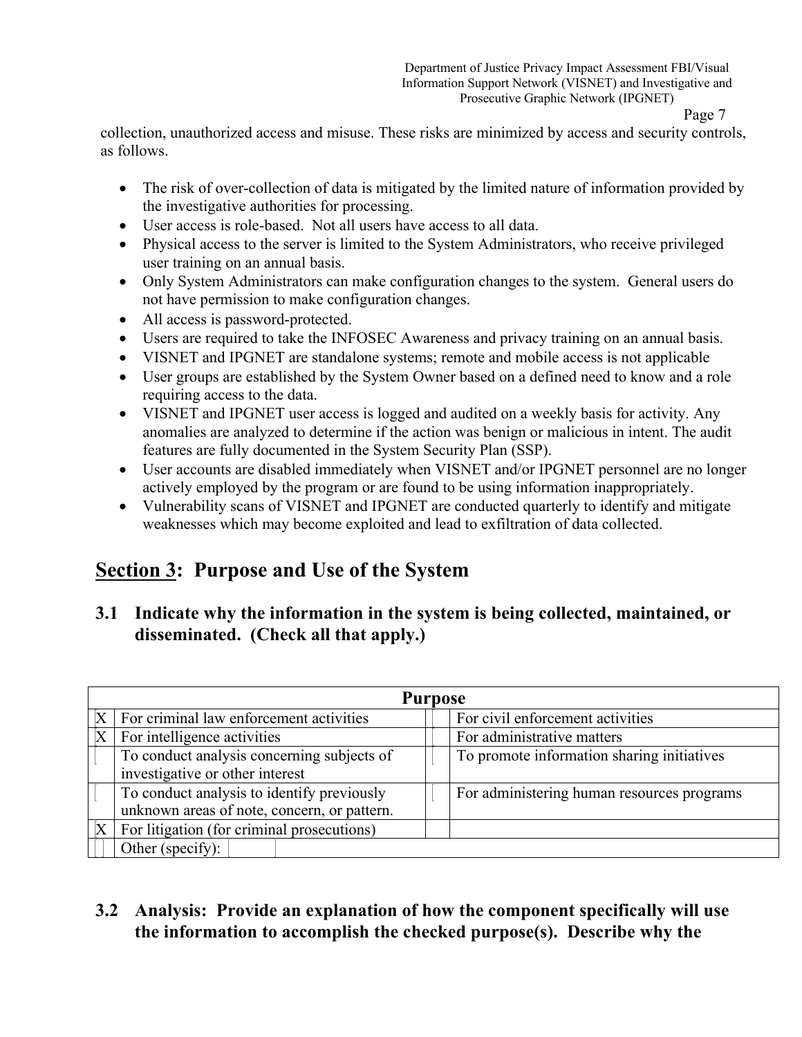collection, unauthorized access and misuse. These risks are minimized by access and security controls, as follows.

- The risk of over-collection of data is mitigated by the limited nature of information provided by the investigative authorities for processing.
- User access is role-based. Not all users have access to all data.
- Physical access to the server is limited to the System Administrators, who receive privileged user training on an annual basis.
- Only System Administrators can make configuration changes to the system. General users do not have permission to make configuration changes.
- All access is password-protected.
- Users are required to take the INFOSEC Awareness and privacy training on an annual basis.
- VISNET and IPGNET are standalone systems; remote and mobile access is not applicable
- User groups are established by the System Owner based on a defined need to know and a role requiring access to the data.
- VISNET and IPGNET user access is logged and audited on a weekly basis for activity. Any anomalies are analyzed to determine if the action was benign or malicious in intent. The audit features are fully documented in the System Security Plan (SSP).
- User accounts are disabled immediately when VISNET and/or IPGNET personnel are no longer actively employed by the program or are found to be using information inappropriately.
- Vulnerability scans of VISNET and IPGNET are conducted quarterly to identify and mitigate weaknesses which may become exploited and lead to exfiltration of data collected.

## Section 3: Purpose and Use of the System

### 3.1 Indicate why the information in the system is being collected, maintained, or disseminated. (Check all that apply.)

| Purpose | | | |
|---|---|---|---|
| X | For criminal law enforcement activities | | For civil enforcement activities |
| X | For intelligence activities | | For administrative matters |
| | To conduct analysis concerning subjects of investigative or other interest | | To promote information sharing initiatives |
| | To conduct analysis to identify previously unknown areas of note, concern, or pattern. | | For administering human resources programs |
| X | For litigation (for criminal prosecutions) | | |
| | Other (specify): | | |

### 3.2 Analysis: Provide an explanation of how the component specifically will use the information to accomplish the checked purpose(s). Describe why the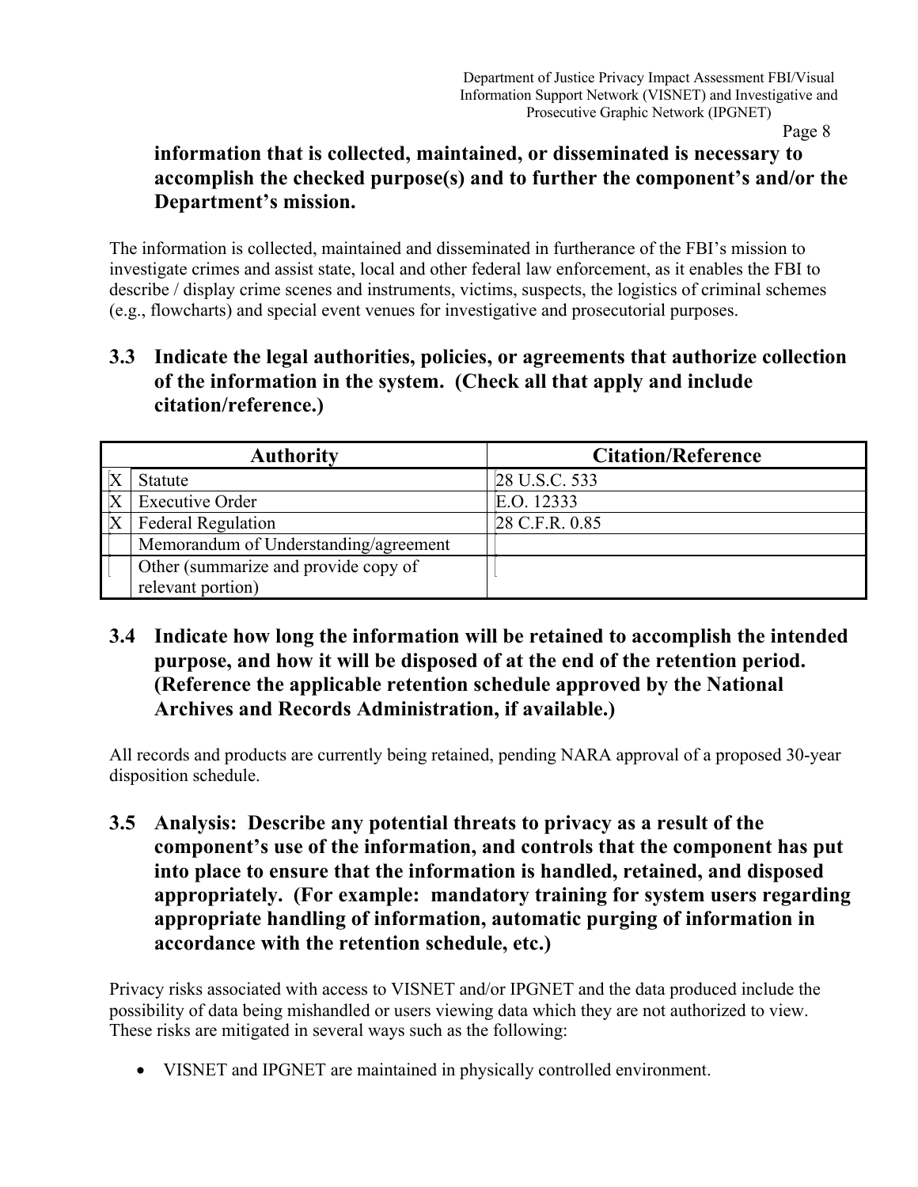**information that is collected, maintained, or disseminated is necessary to accomplish the checked purpose(s) and to further the component's and/or the Department's mission.**

The information is collected, maintained and disseminated in furtherance of the FBI's mission to investigate crimes and assist state, local and other federal law enforcement, as it enables the FBI to describe / display crime scenes and instruments, victims, suspects, the logistics of criminal schemes (e.g., flowcharts) and special event venues for investigative and prosecutorial purposes.

## 3.3 Indicate the legal authorities, policies, or agreements that authorize collection of the information in the system. (Check all that apply and include citation/reference.)

| | Authority | Citation/Reference |
|---|---|---|
| X | Statute | 28 U.S.C. 533 |
| X | Executive Order | E.O. 12333 |
| X | Federal Regulation | 28 C.F.R. 0.85 |
| | Memorandum of Understanding/agreement | |
| | Other (summarize and provide copy of relevant portion) | |

## 3.4 Indicate how long the information will be retained to accomplish the intended purpose, and how it will be disposed of at the end of the retention period. (Reference the applicable retention schedule approved by the National Archives and Records Administration, if available.)

All records and products are currently being retained, pending NARA approval of a proposed 30-year disposition schedule.

## 3.5 Analysis: Describe any potential threats to privacy as a result of the component's use of the information, and controls that the component has put into place to ensure that the information is handled, retained, and disposed appropriately. (For example: mandatory training for system users regarding appropriate handling of information, automatic purging of information in accordance with the retention schedule, etc.)

Privacy risks associated with access to VISNET and/or IPGNET and the data produced include the possibility of data being mishandled or users viewing data which they are not authorized to view. These risks are mitigated in several ways such as the following:

- VISNET and IPGNET are maintained in physically controlled environment.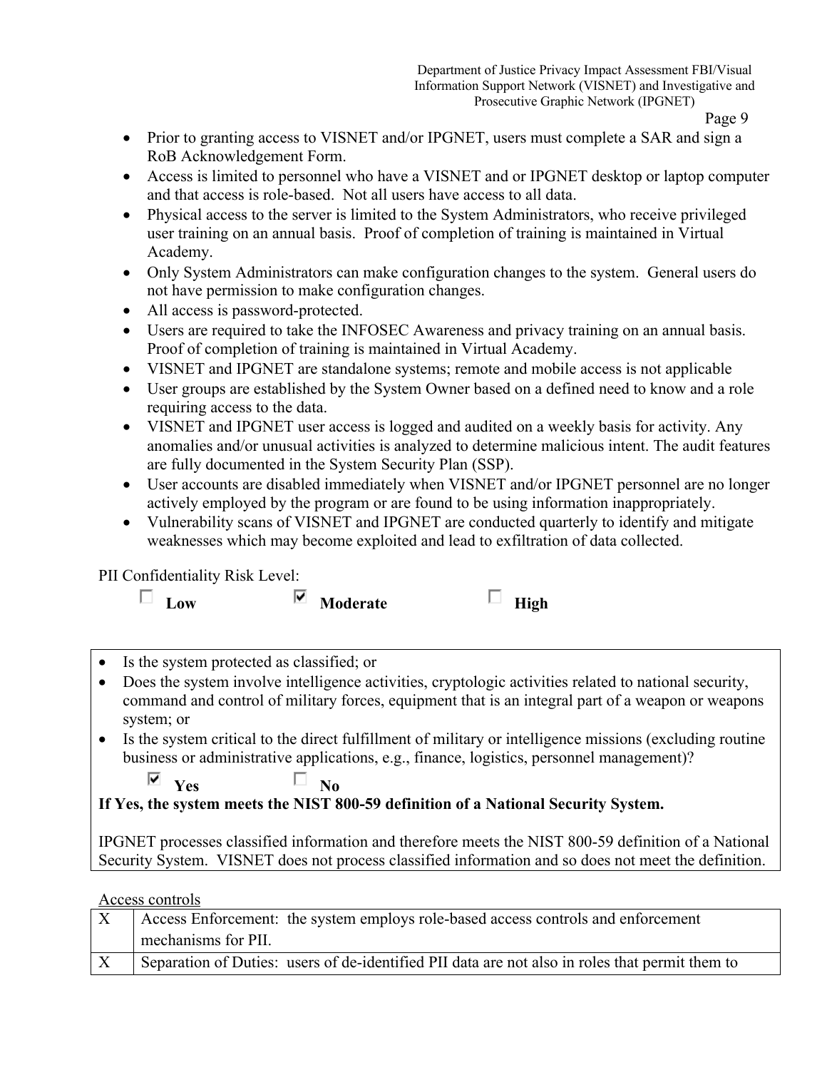- Prior to granting access to VISNET and/or IPGNET, users must complete a SAR and sign a RoB Acknowledgement Form.
- Access is limited to personnel who have a VISNET and or IPGNET desktop or laptop computer and that access is role-based. Not all users have access to all data.
- Physical access to the server is limited to the System Administrators, who receive privileged user training on an annual basis. Proof of completion of training is maintained in Virtual Academy.
- Only System Administrators can make configuration changes to the system. General users do not have permission to make configuration changes.
- All access is password-protected.
- Users are required to take the INFOSEC Awareness and privacy training on an annual basis. Proof of completion of training is maintained in Virtual Academy.
- VISNET and IPGNET are standalone systems; remote and mobile access is not applicable
- User groups are established by the System Owner based on a defined need to know and a role requiring access to the data.
- VISNET and IPGNET user access is logged and audited on a weekly basis for activity. Any anomalies and/or unusual activities is analyzed to determine malicious intent. The audit features are fully documented in the System Security Plan (SSP).
- User accounts are disabled immediately when VISNET and/or IPGNET personnel are no longer actively employed by the program or are found to be using information inappropriately.
- Vulnerability scans of VISNET and IPGNET are conducted quarterly to identify and mitigate weaknesses which may become exploited and lead to exfiltration of data collected.

PII Confidentiality Risk Level:

☐ **Low** ☑ **Moderate** ☐ **High**

- Is the system protected as classified; or
- Does the system involve intelligence activities, cryptologic activities related to national security, command and control of military forces, equipment that is an integral part of a weapon or weapons system; or
- Is the system critical to the direct fulfillment of military or intelligence missions (excluding routine business or administrative applications, e.g., finance, logistics, personnel management)?

☑ **Yes** ☐ **No**

**If Yes, the system meets the NIST 800-59 definition of a National Security System.**

IPGNET processes classified information and therefore meets the NIST 800-59 definition of a National Security System. VISNET does not process classified information and so does not meet the definition.

Access controls

| | |
|---|---|
| X | Access Enforcement: the system employs role-based access controls and enforcement mechanisms for PII. |
| X | Separation of Duties: users of de-identified PII data are not also in roles that permit them to |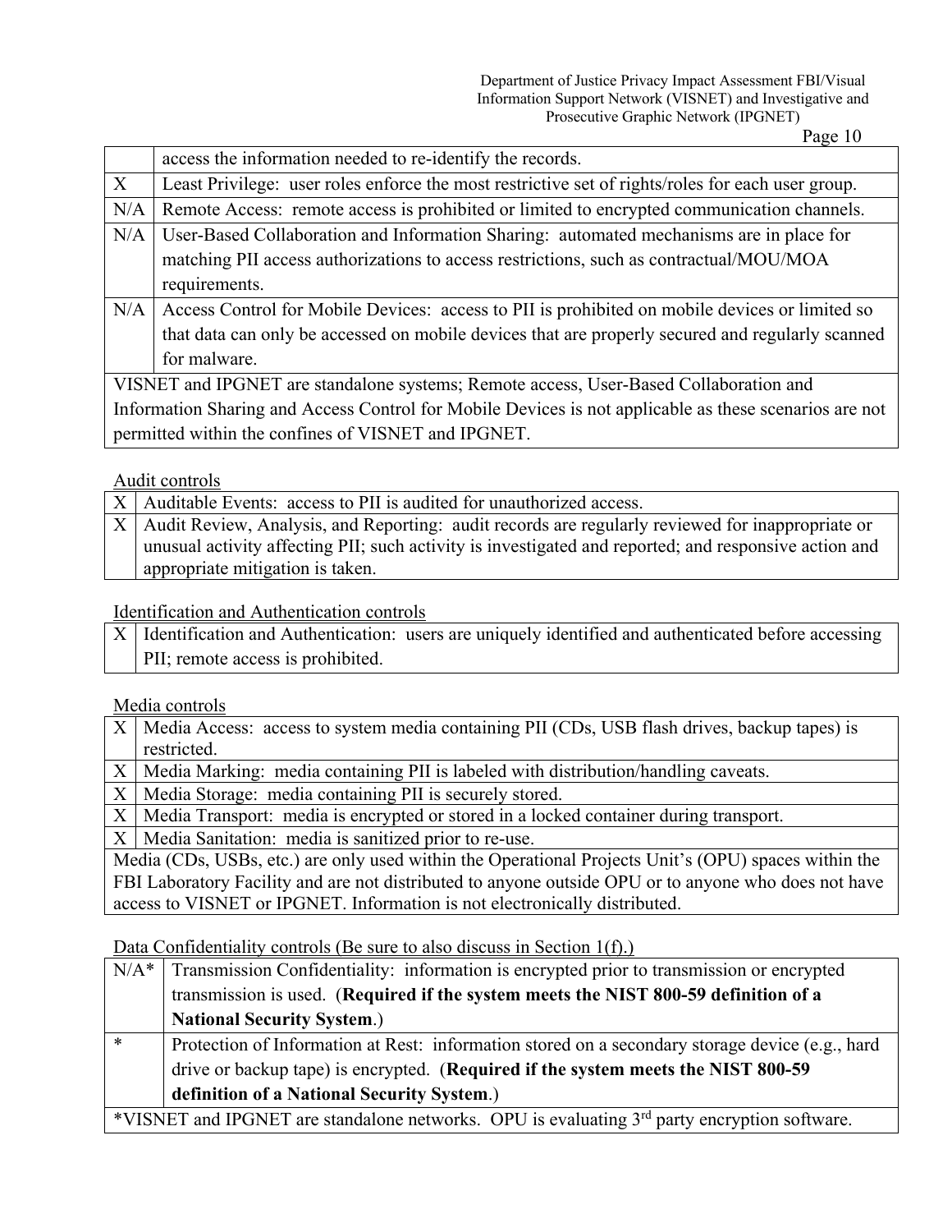| | |
|---|---|
| | access the information needed to re-identify the records. |
| X | Least Privilege: user roles enforce the most restrictive set of rights/roles for each user group. |
| N/A | Remote Access: remote access is prohibited or limited to encrypted communication channels. |
| N/A | User-Based Collaboration and Information Sharing: automated mechanisms are in place for matching PII access authorizations to access restrictions, such as contractual/MOU/MOA requirements. |
| N/A | Access Control for Mobile Devices: access to PII is prohibited on mobile devices or limited so that data can only be accessed on mobile devices that are properly secured and regularly scanned for malware. |
| VISNET and IPGNET are standalone systems; Remote access, User-Based Collaboration and Information Sharing and Access Control for Mobile Devices is not applicable as these scenarios are not permitted within the confines of VISNET and IPGNET. | |

Audit controls

| | |
|---|---|
| X | Auditable Events: access to PII is audited for unauthorized access. |
| X | Audit Review, Analysis, and Reporting: audit records are regularly reviewed for inappropriate or unusual activity affecting PII; such activity is investigated and reported; and responsive action and appropriate mitigation is taken. |

Identification and Authentication controls

| | |
|---|---|
| X | Identification and Authentication: users are uniquely identified and authenticated before accessing PII; remote access is prohibited. |

Media controls

| | |
|---|---|
| X | Media Access: access to system media containing PII (CDs, USB flash drives, backup tapes) is restricted. |
| X | Media Marking: media containing PII is labeled with distribution/handling caveats. |
| X | Media Storage: media containing PII is securely stored. |
| X | Media Transport: media is encrypted or stored in a locked container during transport. |
| X | Media Sanitation: media is sanitized prior to re-use. |
| Media (CDs, USBs, etc.) are only used within the Operational Projects Unit's (OPU) spaces within the FBI Laboratory Facility and are not distributed to anyone outside OPU or to anyone who does not have access to VISNET or IPGNET. Information is not electronically distributed. | |

Data Confidentiality controls (Be sure to also discuss in Section 1(f).)

| | |
|---|---|
| N/A* | Transmission Confidentiality: information is encrypted prior to transmission or encrypted transmission is used. (**Required if the system meets the NIST 800-59 definition of a National Security System**.) |
| * | Protection of Information at Rest: information stored on a secondary storage device (e.g., hard drive or backup tape) is encrypted. (**Required if the system meets the NIST 800-59 definition of a National Security System**.) |
| *VISNET and IPGNET are standalone networks. OPU is evaluating 3rd party encryption software. | |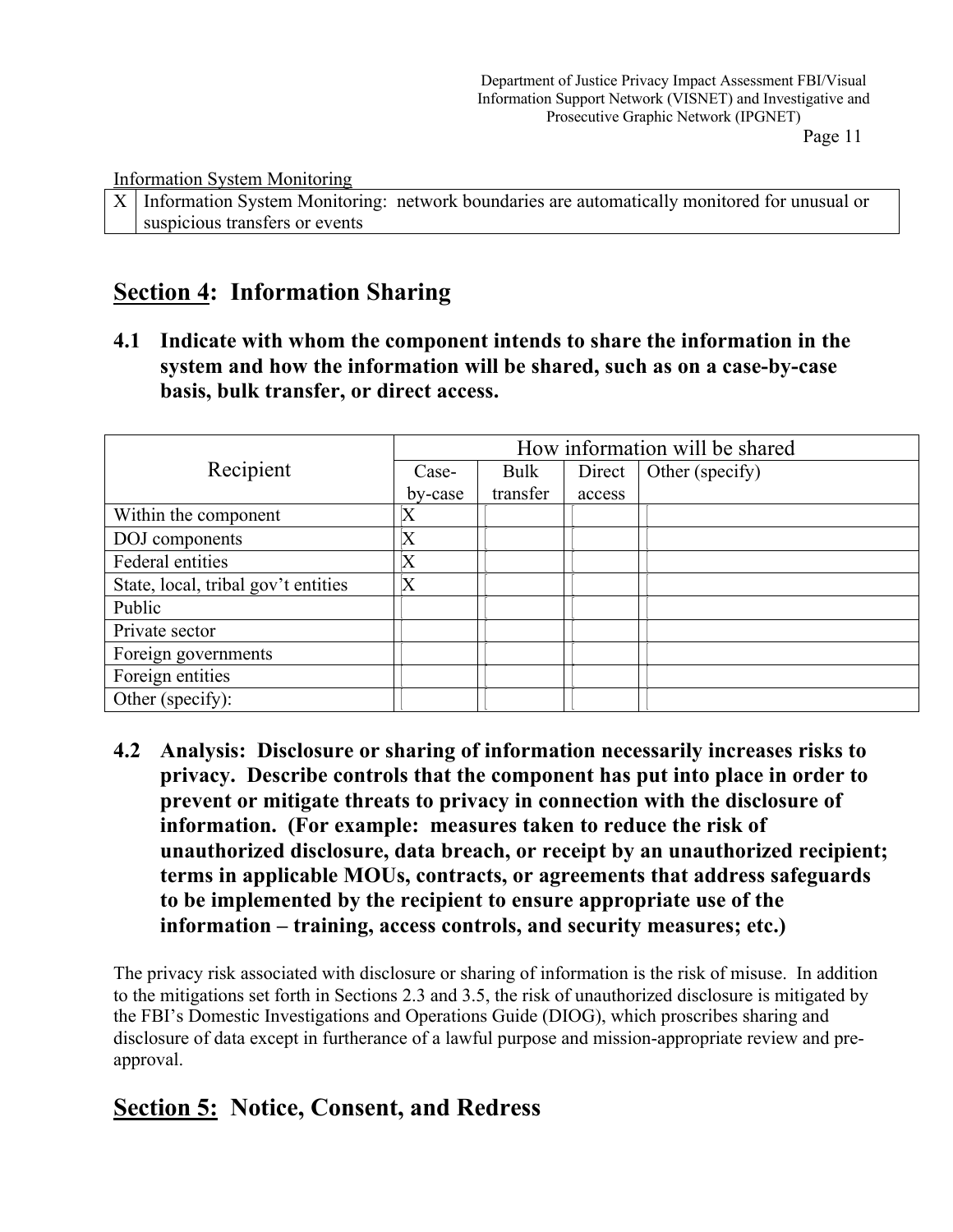Information System Monitoring

| X | Information System Monitoring: network boundaries are automatically monitored for unusual or suspicious transfers or events |
|---|---|

## Section 4: Information Sharing

### 4.1 Indicate with whom the component intends to share the information in the system and how the information will be shared, such as on a case-by-case basis, bulk transfer, or direct access.

| Recipient | How information will be shared | | | |
|---|---|---|---|---|
| | Case-by-case | Bulk transfer | Direct access | Other (specify) |
| Within the component | X | | | |
| DOJ components | X | | | |
| Federal entities | X | | | |
| State, local, tribal gov't entities | X | | | |
| Public | | | | |
| Private sector | | | | |
| Foreign governments | | | | |
| Foreign entities | | | | |
| Other (specify): | | | | |

### 4.2 Analysis: Disclosure or sharing of information necessarily increases risks to privacy. Describe controls that the component has put into place in order to prevent or mitigate threats to privacy in connection with the disclosure of information. (For example: measures taken to reduce the risk of unauthorized disclosure, data breach, or receipt by an unauthorized recipient; terms in applicable MOUs, contracts, or agreements that address safeguards to be implemented by the recipient to ensure appropriate use of the information – training, access controls, and security measures; etc.)

The privacy risk associated with disclosure or sharing of information is the risk of misuse. In addition to the mitigations set forth in Sections 2.3 and 3.5, the risk of unauthorized disclosure is mitigated by the FBI's Domestic Investigations and Operations Guide (DIOG), which proscribes sharing and disclosure of data except in furtherance of a lawful purpose and mission-appropriate review and pre-approval.

## Section 5: Notice, Consent, and Redress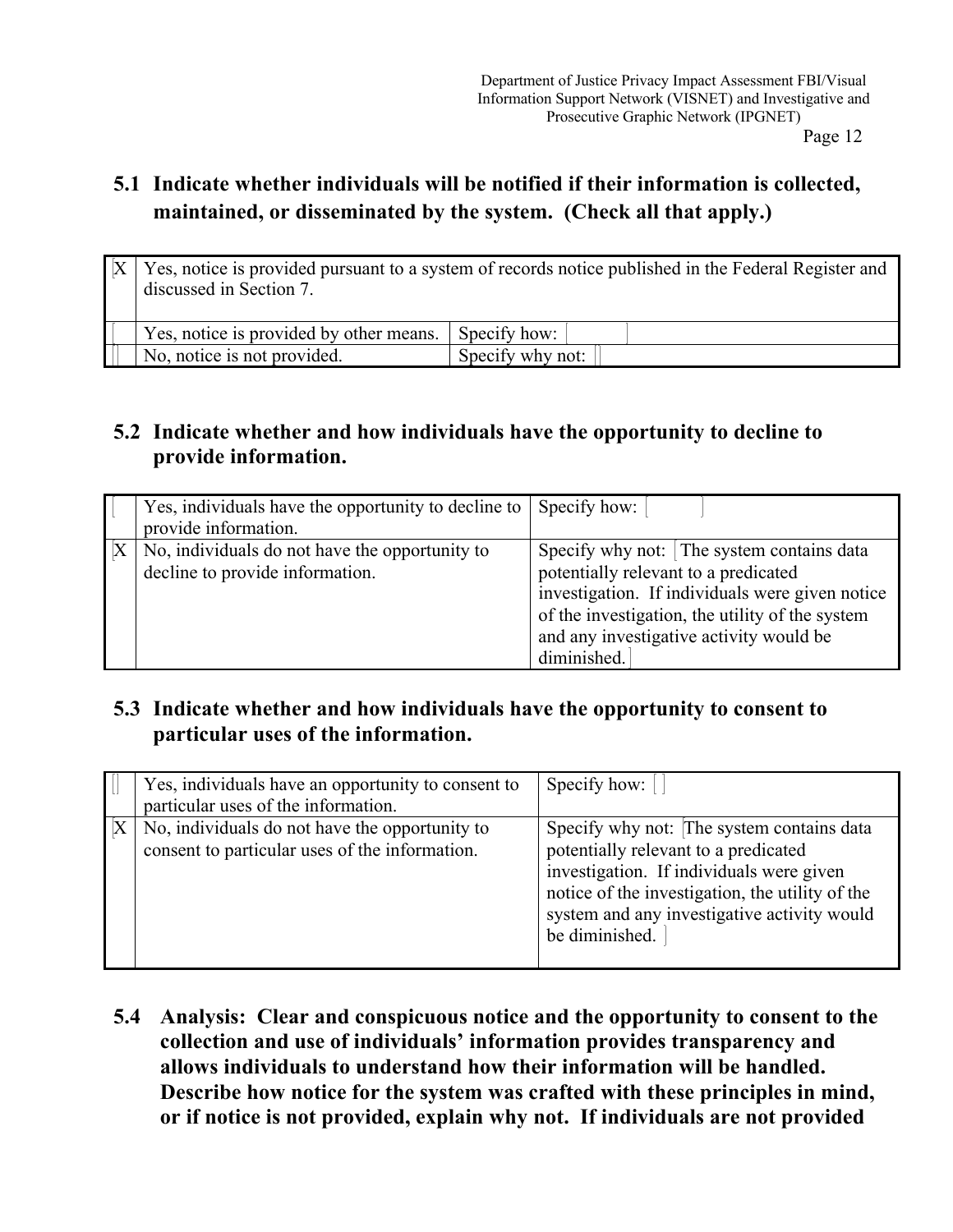## 5.1 Indicate whether individuals will be notified if their information is collected, maintained, or disseminated by the system. (Check all that apply.)

| | | |
|---|---|---|
| X | Yes, notice is provided pursuant to a system of records notice published in the Federal Register and discussed in Section 7. | |
| | Yes, notice is provided by other means. | Specify how: |
| | No, notice is not provided. | Specify why not: |

## 5.2 Indicate whether and how individuals have the opportunity to decline to provide information.

| | | |
|---|---|---|
| | Yes, individuals have the opportunity to decline to provide information. | Specify how: |
| X | No, individuals do not have the opportunity to decline to provide information. | Specify why not: The system contains data potentially relevant to a predicated investigation. If individuals were given notice of the investigation, the utility of the system and any investigative activity would be diminished. |

## 5.3 Indicate whether and how individuals have the opportunity to consent to particular uses of the information.

| | | |
|---|---|---|
| | Yes, individuals have an opportunity to consent to particular uses of the information. | Specify how: |
| X | No, individuals do not have the opportunity to consent to particular uses of the information. | Specify why not: The system contains data potentially relevant to a predicated investigation. If individuals were given notice of the investigation, the utility of the system and any investigative activity would be diminished. |

**5.4 Analysis: Clear and conspicuous notice and the opportunity to consent to the collection and use of individuals' information provides transparency and allows individuals to understand how their information will be handled. Describe how notice for the system was crafted with these principles in mind, or if notice is not provided, explain why not. If individuals are not provided**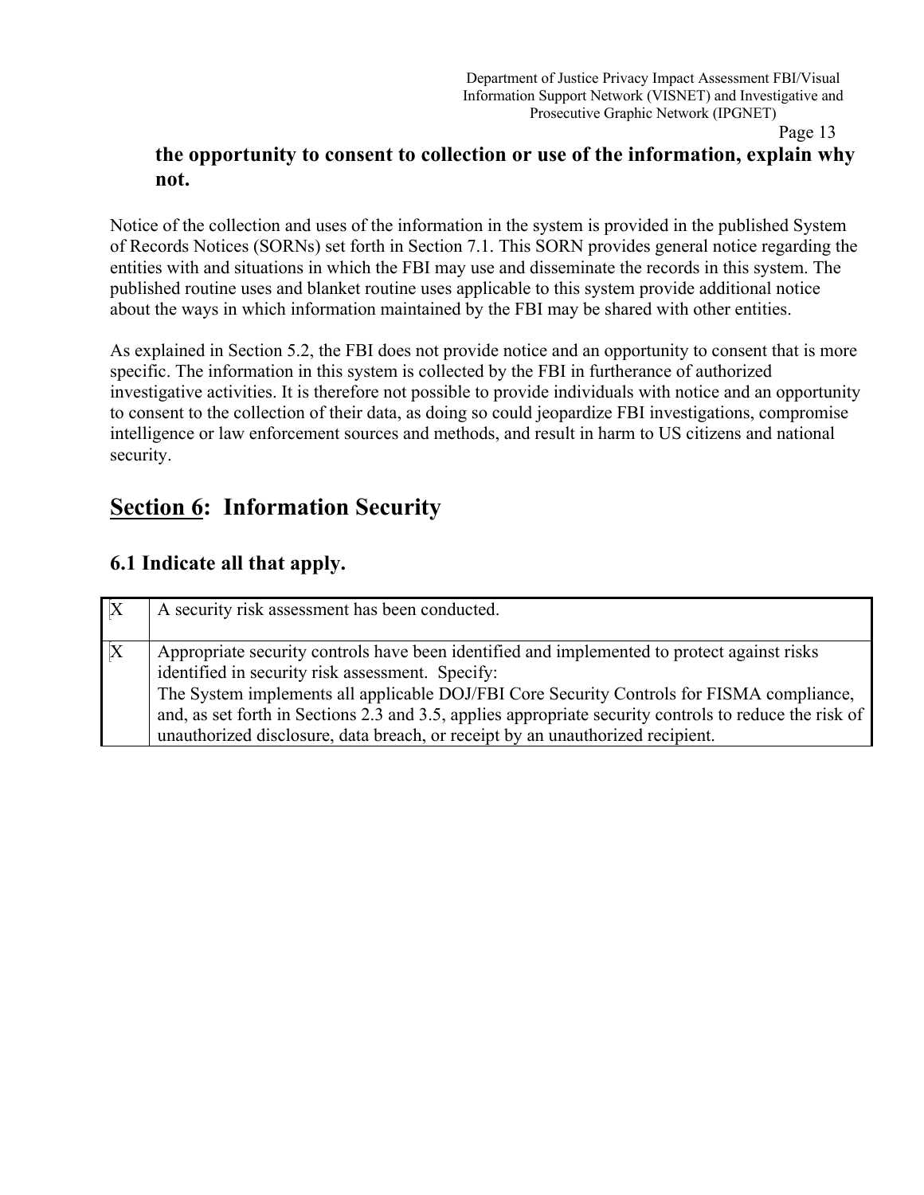**the opportunity to consent to collection or use of the information, explain why not.**

Notice of the collection and uses of the information in the system is provided in the published System of Records Notices (SORNs) set forth in Section 7.1. This SORN provides general notice regarding the entities with and situations in which the FBI may use and disseminate the records in this system. The published routine uses and blanket routine uses applicable to this system provide additional notice about the ways in which information maintained by the FBI may be shared with other entities.

As explained in Section 5.2, the FBI does not provide notice and an opportunity to consent that is more specific. The information in this system is collected by the FBI in furtherance of authorized investigative activities. It is therefore not possible to provide individuals with notice and an opportunity to consent to the collection of their data, as doing so could jeopardize FBI investigations, compromise intelligence or law enforcement sources and methods, and result in harm to US citizens and national security.

## Section 6: Information Security

### 6.1 Indicate all that apply.

| | |
|---|---|
| X | A security risk assessment has been conducted. |
| X | Appropriate security controls have been identified and implemented to protect against risks identified in security risk assessment. Specify:<br>The System implements all applicable DOJ/FBI Core Security Controls for FISMA compliance, and, as set forth in Sections 2.3 and 3.5, applies appropriate security controls to reduce the risk of unauthorized disclosure, data breach, or receipt by an unauthorized recipient. |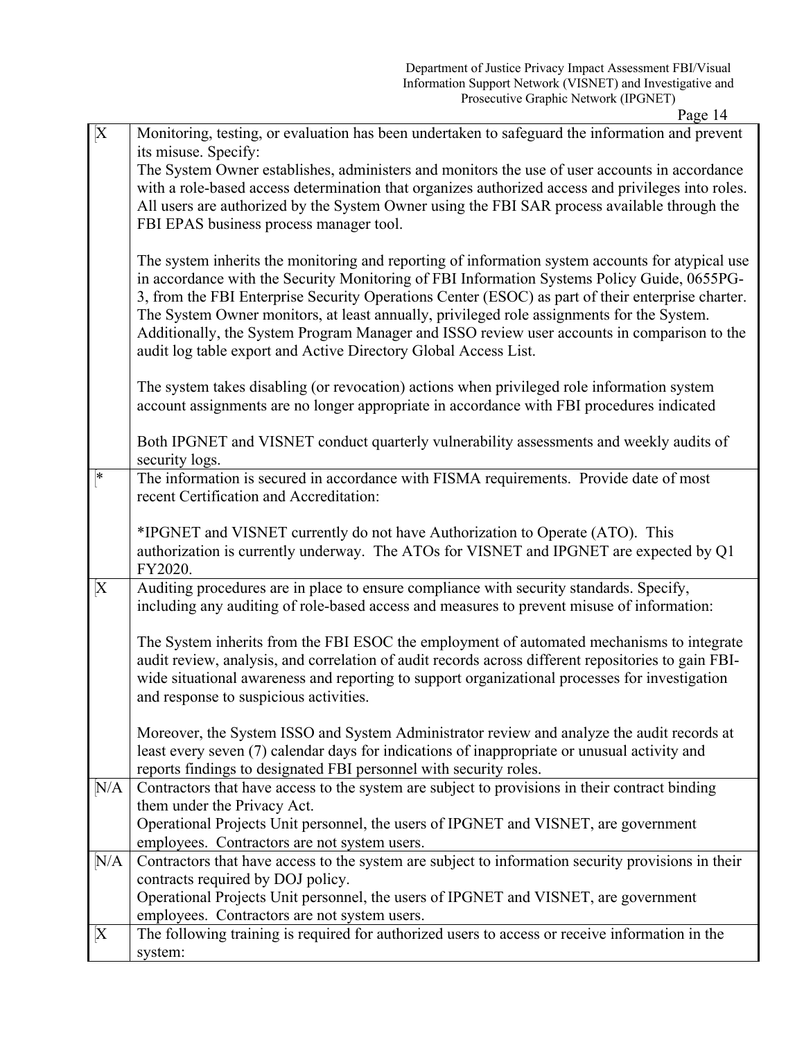| | |
|---|---|
| X | Monitoring, testing, or evaluation has been undertaken to safeguard the information and prevent its misuse. Specify:<br>The System Owner establishes, administers and monitors the use of user accounts in accordance with a role-based access determination that organizes authorized access and privileges into roles. All users are authorized by the System Owner using the FBI SAR process available through the FBI EPAS business process manager tool.<br><br>The system inherits the monitoring and reporting of information system accounts for atypical use in accordance with the Security Monitoring of FBI Information Systems Policy Guide, 0655PG-3, from the FBI Enterprise Security Operations Center (ESOC) as part of their enterprise charter. The System Owner monitors, at least annually, privileged role assignments for the System. Additionally, the System Program Manager and ISSO review user accounts in comparison to the audit log table export and Active Directory Global Access List.<br><br>The system takes disabling (or revocation) actions when privileged role information system account assignments are no longer appropriate in accordance with FBI procedures indicated<br><br>Both IPGNET and VISNET conduct quarterly vulnerability assessments and weekly audits of security logs. |
| * | The information is secured in accordance with FISMA requirements. Provide date of most recent Certification and Accreditation:<br><br>*IPGNET and VISNET currently do not have Authorization to Operate (ATO). This authorization is currently underway. The ATOs for VISNET and IPGNET are expected by Q1 FY2020. |
| X | Auditing procedures are in place to ensure compliance with security standards. Specify, including any auditing of role-based access and measures to prevent misuse of information:<br><br>The System inherits from the FBI ESOC the employment of automated mechanisms to integrate audit review, analysis, and correlation of audit records across different repositories to gain FBI-wide situational awareness and reporting to support organizational processes for investigation and response to suspicious activities.<br><br>Moreover, the System ISSO and System Administrator review and analyze the audit records at least every seven (7) calendar days for indications of inappropriate or unusual activity and reports findings to designated FBI personnel with security roles. |
| N/A | Contractors that have access to the system are subject to provisions in their contract binding them under the Privacy Act.<br>Operational Projects Unit personnel, the users of IPGNET and VISNET, are government employees. Contractors are not system users. |
| N/A | Contractors that have access to the system are subject to information security provisions in their contracts required by DOJ policy.<br>Operational Projects Unit personnel, the users of IPGNET and VISNET, are government employees. Contractors are not system users. |
| X | The following training is required for authorized users to access or receive information in the system: |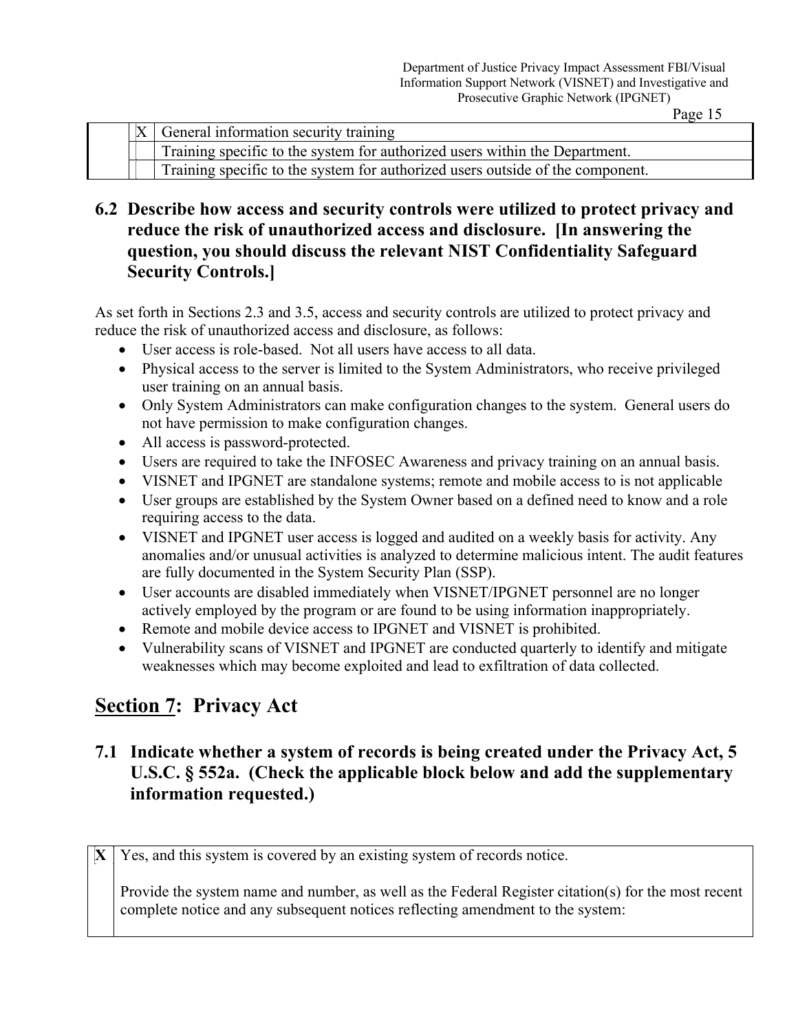| | | |
|---|---|---|
| | X | General information security training |
| | | Training specific to the system for authorized users within the Department. |
| | | Training specific to the system for authorized users outside of the component. |

### 6.2 Describe how access and security controls were utilized to protect privacy and reduce the risk of unauthorized access and disclosure. [In answering the question, you should discuss the relevant NIST Confidentiality Safeguard Security Controls.]

As set forth in Sections 2.3 and 3.5, access and security controls are utilized to protect privacy and reduce the risk of unauthorized access and disclosure, as follows:

- User access is role-based. Not all users have access to all data.
- Physical access to the server is limited to the System Administrators, who receive privileged user training on an annual basis.
- Only System Administrators can make configuration changes to the system. General users do not have permission to make configuration changes.
- All access is password-protected.
- Users are required to take the INFOSEC Awareness and privacy training on an annual basis.
- VISNET and IPGNET are standalone systems; remote and mobile access to is not applicable
- User groups are established by the System Owner based on a defined need to know and a role requiring access to the data.
- VISNET and IPGNET user access is logged and audited on a weekly basis for activity. Any anomalies and/or unusual activities is analyzed to determine malicious intent. The audit features are fully documented in the System Security Plan (SSP).
- User accounts are disabled immediately when VISNET/IPGNET personnel are no longer actively employed by the program or are found to be using information inappropriately.
- Remote and mobile device access to IPGNET and VISNET is prohibited.
- Vulnerability scans of VISNET and IPGNET are conducted quarterly to identify and mitigate weaknesses which may become exploited and lead to exfiltration of data collected.

## Section 7: Privacy Act

### 7.1 Indicate whether a system of records is being created under the Privacy Act, 5 U.S.C. § 552a. (Check the applicable block below and add the supplementary information requested.)

| | |
|---|---|
| **X** | Yes, and this system is covered by an existing system of records notice.<br><br>Provide the system name and number, as well as the Federal Register citation(s) for the most recent complete notice and any subsequent notices reflecting amendment to the system: |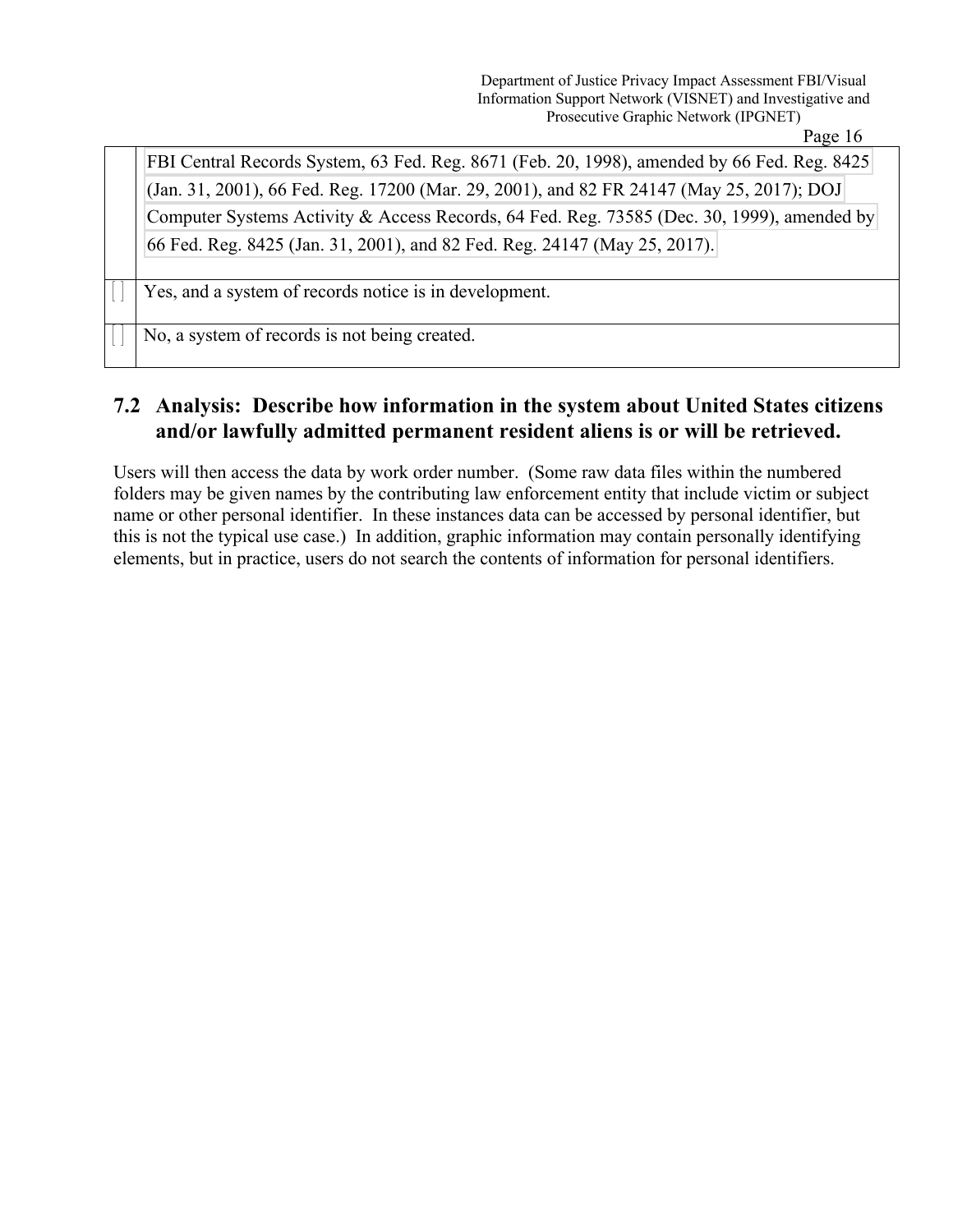| | |
|---|---|
| | FBI Central Records System, 63 Fed. Reg. 8671 (Feb. 20, 1998), amended by 66 Fed. Reg. 8425 (Jan. 31, 2001), 66 Fed. Reg. 17200 (Mar. 29, 2001), and 82 FR 24147 (May 25, 2017); DOJ Computer Systems Activity & Access Records, 64 Fed. Reg. 73585 (Dec. 30, 1999), amended by 66 Fed. Reg. 8425 (Jan. 31, 2001), and 82 Fed. Reg. 24147 (May 25, 2017). |
| [ ] | Yes, and a system of records notice is in development. |
| [ ] | No, a system of records is not being created. |

## 7.2 Analysis: Describe how information in the system about United States citizens and/or lawfully admitted permanent resident aliens is or will be retrieved.

Users will then access the data by work order number. (Some raw data files within the numbered folders may be given names by the contributing law enforcement entity that include victim or subject name or other personal identifier. In these instances data can be accessed by personal identifier, but this is not the typical use case.) In addition, graphic information may contain personally identifying elements, but in practice, users do not search the contents of information for personal identifiers.